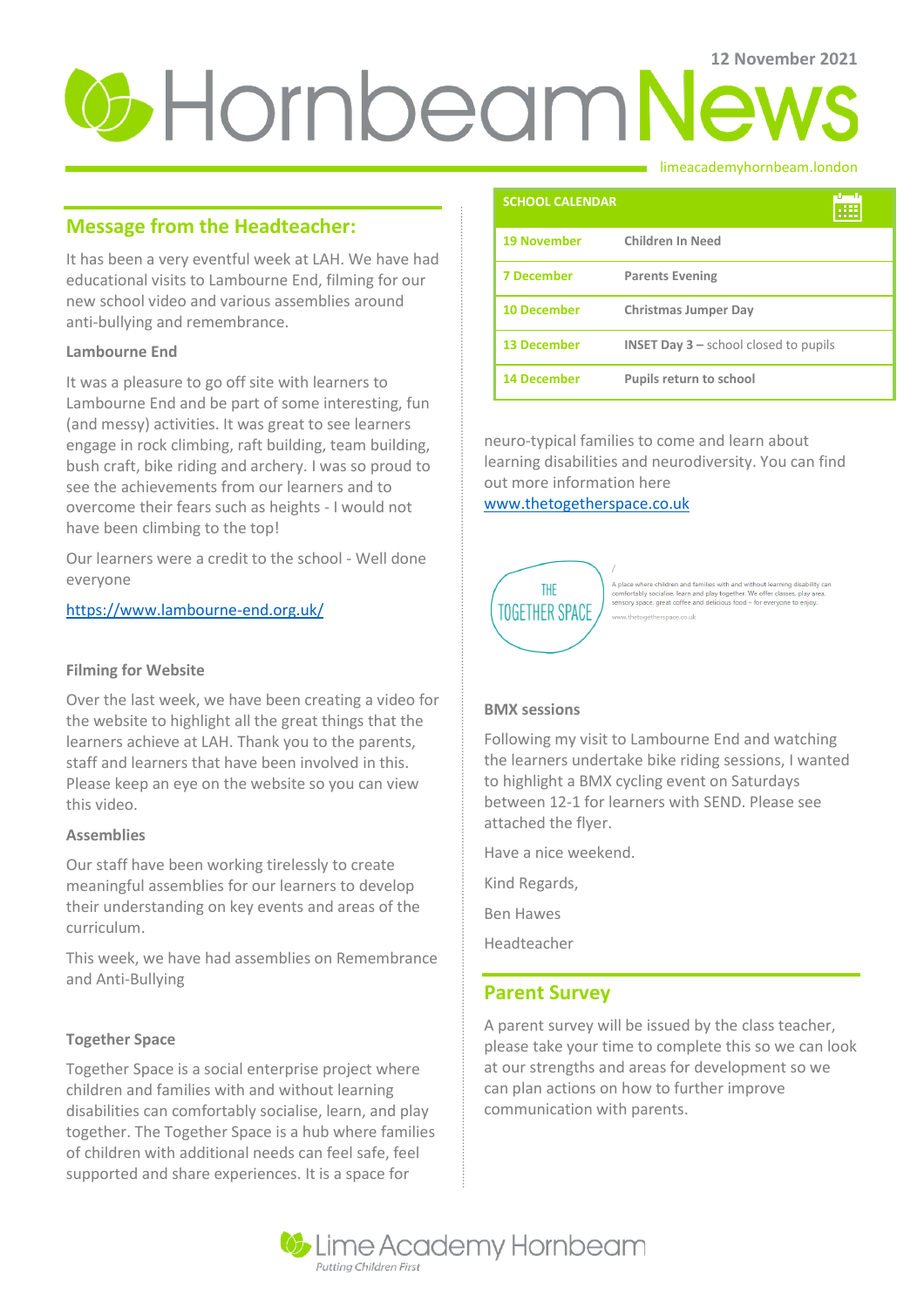12 November 2021

# Hornbeam News

limeacademyhornbeam.london

## Message from the Headteacher:

It has been a very eventful week at LAH. We have had educational visits to Lambourne End, filming for our new school video and various assemblies around anti-bullying and remembrance.

### Lambourne End

It was a pleasure to go off site with learners to Lambourne End and be part of some interesting, fun (and messy) activities. It was great to see learners engage in rock climbing, raft building, team building, bush craft, bike riding and archery. I was so proud to see the achievements from our learners and to overcome their fears such as heights - I would not have been climbing to the top!

Our learners were a credit to the school - Well done everyone

https://www.lambourne-end.org.uk/

### Filming for Website

Over the last week, we have been creating a video for the website to highlight all the great things that the learners achieve at LAH. Thank you to the parents, staff and learners that have been involved in this. Please keep an eye on the website so you can view this video.

### Assemblies

Our staff have been working tirelessly to create meaningful assemblies for our learners to develop their understanding on key events and areas of the curriculum.

This week, we have had assemblies on Remembrance and Anti-Bullying

### Together Space

Together Space is a social enterprise project where children and families with and without learning disabilities can comfortably socialise, learn, and play together. The Together Space is a hub where families of children with additional needs can feel safe, feel supported and share experiences. It is a space for neuro-typical families to come and learn about learning disabilities and neurodiversity. You can find out more information here www.thetogetherspace.co.uk

THE TOGETHER SPACE

A place where children and families with and without learning disability can comfortably socialise, learn and play together. We offer classes, play area, sensory space, great coffee and delicious food – for everyone to enjoy.

www.thetogetherspace.co.uk

### BMX sessions

Following my visit to Lambourne End and watching the learners undertake bike riding sessions, I wanted to highlight a BMX cycling event on Saturdays between 12-1 for learners with SEND. Please see attached the flyer.

Have a nice weekend.

Kind Regards,

Ben Hawes

Headteacher

## School Calendar

| SCHOOL CALENDAR | |
|---|---|
| 19 November | Children In Need |
| 7 December | Parents Evening |
| 10 December | Christmas Jumper Day |
| 13 December | INSET Day 3 – school closed to pupils |
| 14 December | Pupils return to school |

## Parent Survey

A parent survey will be issued by the class teacher, please take your time to complete this so we can look at our strengths and areas for development so we can plan actions on how to further improve communication with parents.

Lime Academy Hornbeam

*Putting Children First*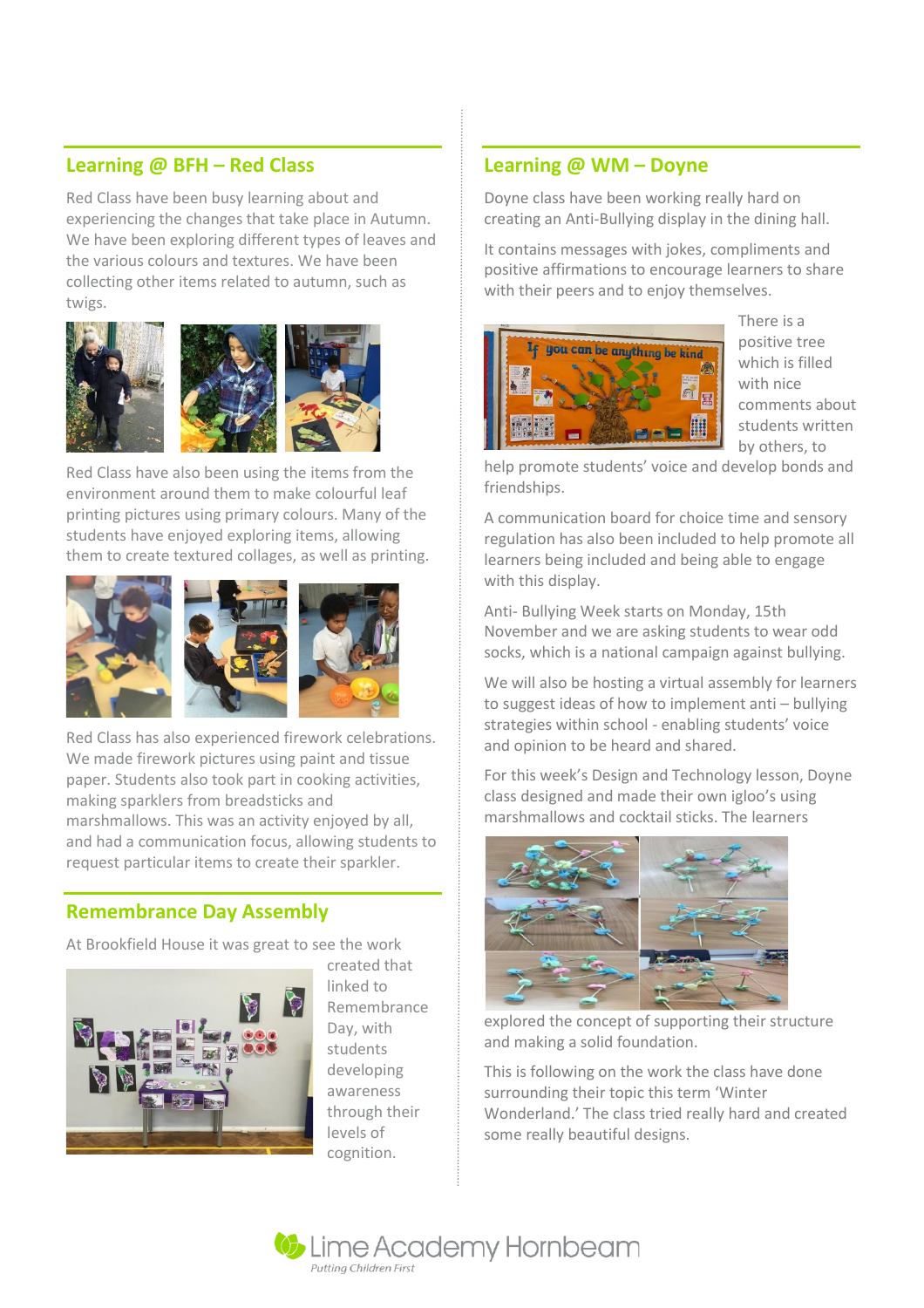## Learning @ BFH – Red Class

Red Class have been busy learning about and experiencing the changes that take place in Autumn. We have been exploring different types of leaves and the various colours and textures. We have been collecting other items related to autumn, such as twigs.

Red Class have also been using the items from the environment around them to make colourful leaf printing pictures using primary colours. Many of the students have enjoyed exploring items, allowing them to create textured collages, as well as printing.

Red Class has also experienced firework celebrations. We made firework pictures using paint and tissue paper. Students also took part in cooking activities, making sparklers from breadsticks and marshmallows. This was an activity enjoyed by all, and had a communication focus, allowing students to request particular items to create their sparkler.

## Remembrance Day Assembly

At Brookfield House it was great to see the work created that linked to Remembrance Day, with students developing awareness through their levels of cognition.

## Learning @ WM – Doyne

Doyne class have been working really hard on creating an Anti-Bullying display in the dining hall.

It contains messages with jokes, compliments and positive affirmations to encourage learners to share with their peers and to enjoy themselves.

There is a positive tree which is filled with nice comments about students written by others, to help promote students' voice and develop bonds and friendships.

A communication board for choice time and sensory regulation has also been included to help promote all learners being included and being able to engage with this display.

Anti- Bullying Week starts on Monday, 15th November and we are asking students to wear odd socks, which is a national campaign against bullying.

We will also be hosting a virtual assembly for learners to suggest ideas of how to implement anti – bullying strategies within school - enabling students' voice and opinion to be heard and shared.

For this week's Design and Technology lesson, Doyne class designed and made their own igloo's using marshmallows and cocktail sticks. The learners explored the concept of supporting their structure and making a solid foundation.

This is following on the work the class have done surrounding their topic this term 'Winter Wonderland.' The class tried really hard and created some really beautiful designs.